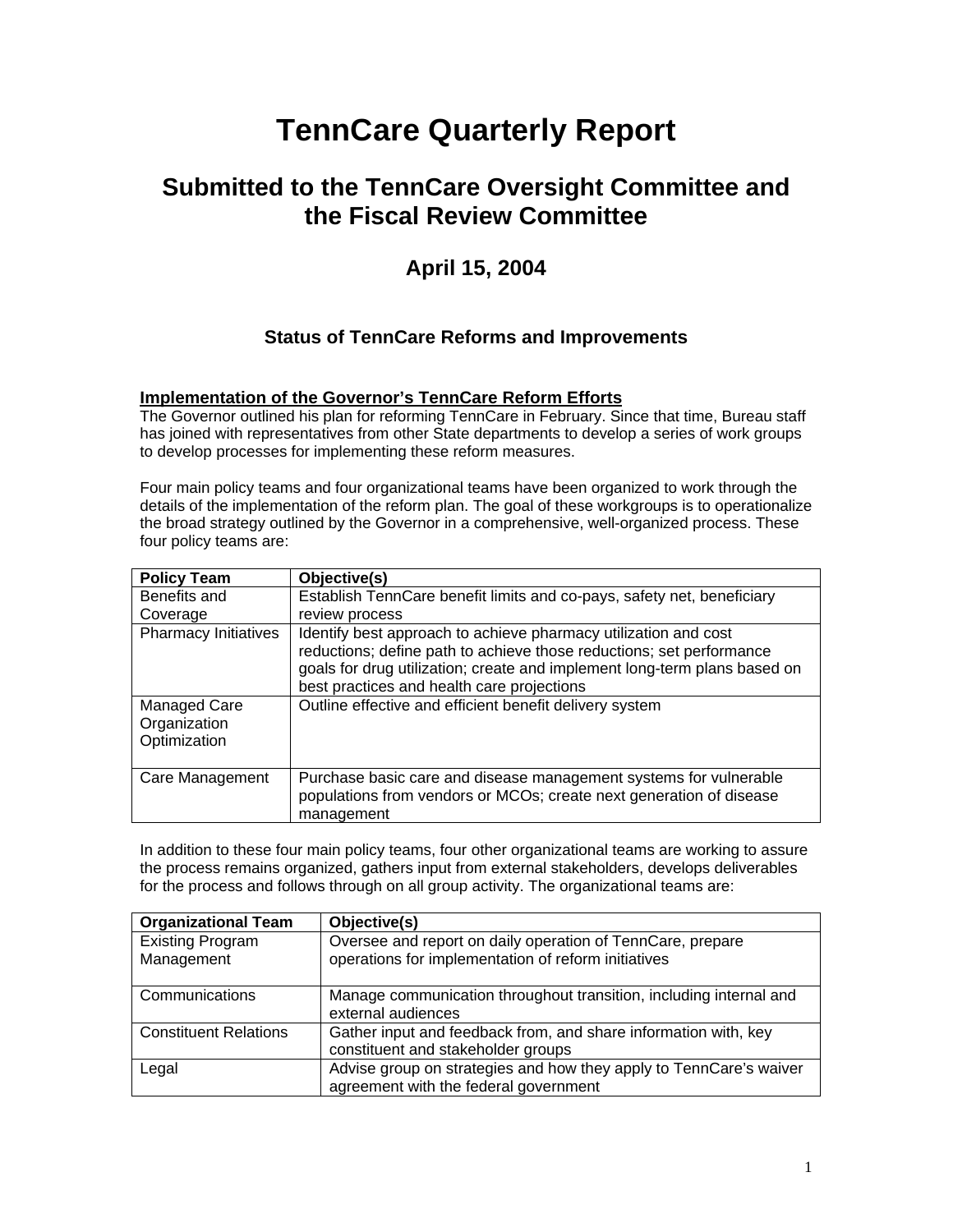# TennCare Quarterly Report

## Submitted to the TennCare Oversight Committee and the Fiscal Review Committee

### April 15, 2004

### Status of TennCare Reforms and Improvements

**Implementation of the Governor's TennCare Reform Efforts**

The Governor outlined his plan for reforming TennCare in February. Since that time, Bureau staff has joined with representatives from other State departments to develop a series of work groups to develop processes for implementing these reform measures.

Four main policy teams and four organizational teams have been organized to work through the details of the implementation of the reform plan. The goal of these workgroups is to operationalize the broad strategy outlined by the Governor in a comprehensive, well-organized process. These four policy teams are:

| Policy Team | Objective(s) |
| --- | --- |
| Benefits and Coverage | Establish TennCare benefit limits and co-pays, safety net, beneficiary review process |
| Pharmacy Initiatives | Identify best approach to achieve pharmacy utilization and cost reductions; define path to achieve those reductions; set performance goals for drug utilization; create and implement long-term plans based on best practices and health care projections |
| Managed Care Organization Optimization | Outline effective and efficient benefit delivery system |
| Care Management | Purchase basic care and disease management systems for vulnerable populations from vendors or MCOs; create next generation of disease management |

In addition to these four main policy teams, four other organizational teams are working to assure the process remains organized, gathers input from external stakeholders, develops deliverables for the process and follows through on all group activity. The organizational teams are:

| Organizational Team | Objective(s) |
| --- | --- |
| Existing Program Management | Oversee and report on daily operation of TennCare, prepare operations for implementation of reform initiatives |
| Communications | Manage communication throughout transition, including internal and external audiences |
| Constituent Relations | Gather input and feedback from, and share information with, key constituent and stakeholder groups |
| Legal | Advise group on strategies and how they apply to TennCare's waiver agreement with the federal government |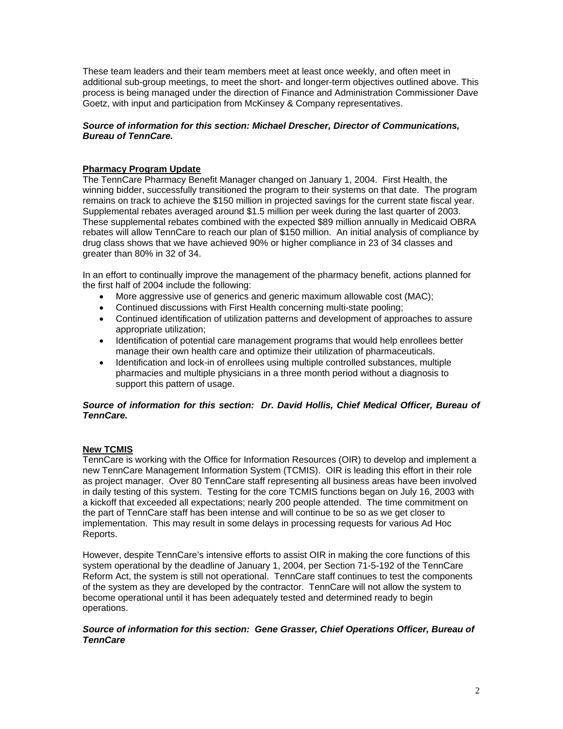These team leaders and their team members meet at least once weekly, and often meet in additional sub-group meetings, to meet the short- and longer-term objectives outlined above. This process is being managed under the direction of Finance and Administration Commissioner Dave Goetz, with input and participation from McKinsey & Company representatives.

***Source of information for this section: Michael Drescher, Director of Communications, Bureau of TennCare.***

## Pharmacy Program Update

The TennCare Pharmacy Benefit Manager changed on January 1, 2004. First Health, the winning bidder, successfully transitioned the program to their systems on that date. The program remains on track to achieve the $150 million in projected savings for the current state fiscal year. Supplemental rebates averaged around $1.5 million per week during the last quarter of 2003. These supplemental rebates combined with the expected $89 million annually in Medicaid OBRA rebates will allow TennCare to reach our plan of $150 million. An initial analysis of compliance by drug class shows that we have achieved 90% or higher compliance in 23 of 34 classes and greater than 80% in 32 of 34.

In an effort to continually improve the management of the pharmacy benefit, actions planned for the first half of 2004 include the following:

- More aggressive use of generics and generic maximum allowable cost (MAC);
- Continued discussions with First Health concerning multi-state pooling;
- Continued identification of utilization patterns and development of approaches to assure appropriate utilization;
- Identification of potential care management programs that would help enrollees better manage their own health care and optimize their utilization of pharmaceuticals.
- Identification and lock-in of enrollees using multiple controlled substances, multiple pharmacies and multiple physicians in a three month period without a diagnosis to support this pattern of usage.

***Source of information for this section: Dr. David Hollis, Chief Medical Officer, Bureau of TennCare.***

## New TCMIS

TennCare is working with the Office for Information Resources (OIR) to develop and implement a new TennCare Management Information System (TCMIS). OIR is leading this effort in their role as project manager. Over 80 TennCare staff representing all business areas have been involved in daily testing of this system. Testing for the core TCMIS functions began on July 16, 2003 with a kickoff that exceeded all expectations; nearly 200 people attended. The time commitment on the part of TennCare staff has been intense and will continue to be so as we get closer to implementation. This may result in some delays in processing requests for various Ad Hoc Reports.

However, despite TennCare's intensive efforts to assist OIR in making the core functions of this system operational by the deadline of January 1, 2004, per Section 71-5-192 of the TennCare Reform Act, the system is still not operational. TennCare staff continues to test the components of the system as they are developed by the contractor. TennCare will not allow the system to become operational until it has been adequately tested and determined ready to begin operations.

***Source of information for this section: Gene Grasser, Chief Operations Officer, Bureau of TennCare***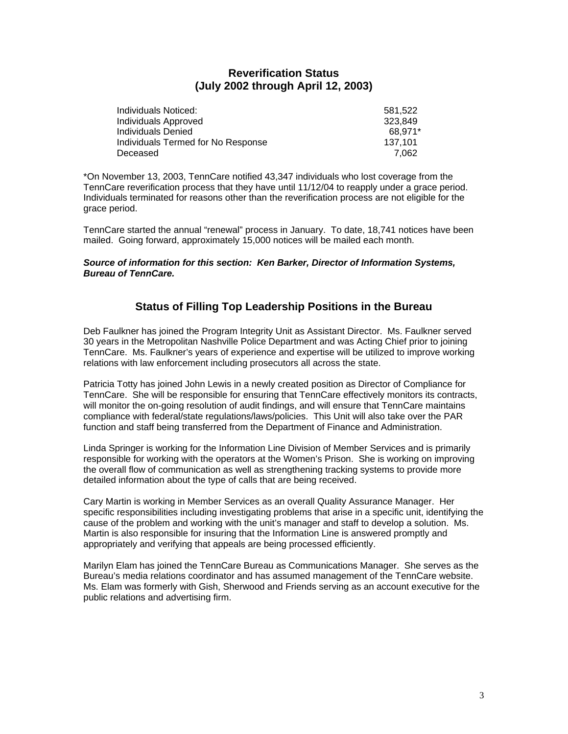## Reverification Status
## (July 2002 through April 12, 2003)

| | |
|---|---|
| Individuals Noticed: | 581,522 |
| Individuals Approved | 323,849 |
| Individuals Denied | 68,971* |
| Individuals Termed for No Response | 137,101 |
| Deceased | 7,062 |

*On November 13, 2003, TennCare notified 43,347 individuals who lost coverage from the TennCare reverification process that they have until 11/12/04 to reapply under a grace period. Individuals terminated for reasons other than the reverification process are not eligible for the grace period.

TennCare started the annual "renewal" process in January. To date, 18,741 notices have been mailed. Going forward, approximately 15,000 notices will be mailed each month.

***Source of information for this section: Ken Barker, Director of Information Systems, Bureau of TennCare.***

## Status of Filling Top Leadership Positions in the Bureau

Deb Faulkner has joined the Program Integrity Unit as Assistant Director. Ms. Faulkner served 30 years in the Metropolitan Nashville Police Department and was Acting Chief prior to joining TennCare. Ms. Faulkner's years of experience and expertise will be utilized to improve working relations with law enforcement including prosecutors all across the state.

Patricia Totty has joined John Lewis in a newly created position as Director of Compliance for TennCare. She will be responsible for ensuring that TennCare effectively monitors its contracts, will monitor the on-going resolution of audit findings, and will ensure that TennCare maintains compliance with federal/state regulations/laws/policies. This Unit will also take over the PAR function and staff being transferred from the Department of Finance and Administration.

Linda Springer is working for the Information Line Division of Member Services and is primarily responsible for working with the operators at the Women's Prison. She is working on improving the overall flow of communication as well as strengthening tracking systems to provide more detailed information about the type of calls that are being received.

Cary Martin is working in Member Services as an overall Quality Assurance Manager. Her specific responsibilities including investigating problems that arise in a specific unit, identifying the cause of the problem and working with the unit's manager and staff to develop a solution. Ms. Martin is also responsible for insuring that the Information Line is answered promptly and appropriately and verifying that appeals are being processed efficiently.

Marilyn Elam has joined the TennCare Bureau as Communications Manager. She serves as the Bureau's media relations coordinator and has assumed management of the TennCare website. Ms. Elam was formerly with Gish, Sherwood and Friends serving as an account executive for the public relations and advertising firm.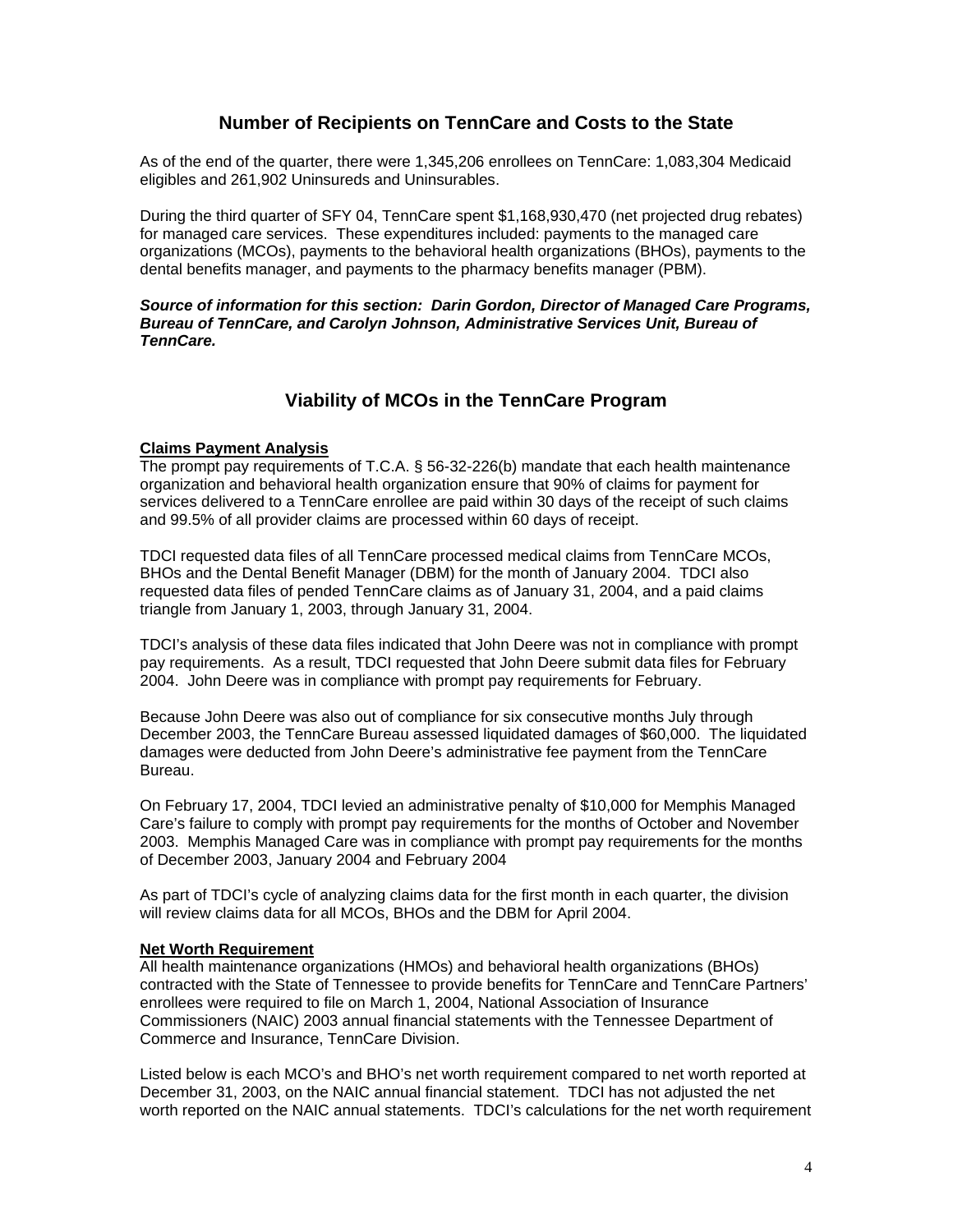## Number of Recipients on TennCare and Costs to the State

As of the end of the quarter, there were 1,345,206 enrollees on TennCare: 1,083,304 Medicaid eligibles and 261,902 Uninsureds and Uninsurables.

During the third quarter of SFY 04, TennCare spent $1,168,930,470 (net projected drug rebates) for managed care services. These expenditures included: payments to the managed care organizations (MCOs), payments to the behavioral health organizations (BHOs), payments to the dental benefits manager, and payments to the pharmacy benefits manager (PBM).

***Source of information for this section: Darin Gordon, Director of Managed Care Programs, Bureau of TennCare, and Carolyn Johnson, Administrative Services Unit, Bureau of TennCare.***

## Viability of MCOs in the TennCare Program

**Claims Payment Analysis**

The prompt pay requirements of T.C.A. § 56-32-226(b) mandate that each health maintenance organization and behavioral health organization ensure that 90% of claims for payment for services delivered to a TennCare enrollee are paid within 30 days of the receipt of such claims and 99.5% of all provider claims are processed within 60 days of receipt.

TDCI requested data files of all TennCare processed medical claims from TennCare MCOs, BHOs and the Dental Benefit Manager (DBM) for the month of January 2004. TDCI also requested data files of pended TennCare claims as of January 31, 2004, and a paid claims triangle from January 1, 2003, through January 31, 2004.

TDCI's analysis of these data files indicated that John Deere was not in compliance with prompt pay requirements. As a result, TDCI requested that John Deere submit data files for February 2004. John Deere was in compliance with prompt pay requirements for February.

Because John Deere was also out of compliance for six consecutive months July through December 2003, the TennCare Bureau assessed liquidated damages of $60,000. The liquidated damages were deducted from John Deere's administrative fee payment from the TennCare Bureau.

On February 17, 2004, TDCI levied an administrative penalty of $10,000 for Memphis Managed Care's failure to comply with prompt pay requirements for the months of October and November 2003. Memphis Managed Care was in compliance with prompt pay requirements for the months of December 2003, January 2004 and February 2004

As part of TDCI's cycle of analyzing claims data for the first month in each quarter, the division will review claims data for all MCOs, BHOs and the DBM for April 2004.

**Net Worth Requirement**

All health maintenance organizations (HMOs) and behavioral health organizations (BHOs) contracted with the State of Tennessee to provide benefits for TennCare and TennCare Partners' enrollees were required to file on March 1, 2004, National Association of Insurance Commissioners (NAIC) 2003 annual financial statements with the Tennessee Department of Commerce and Insurance, TennCare Division.

Listed below is each MCO's and BHO's net worth requirement compared to net worth reported at December 31, 2003, on the NAIC annual financial statement. TDCI has not adjusted the net worth reported on the NAIC annual statements. TDCI's calculations for the net worth requirement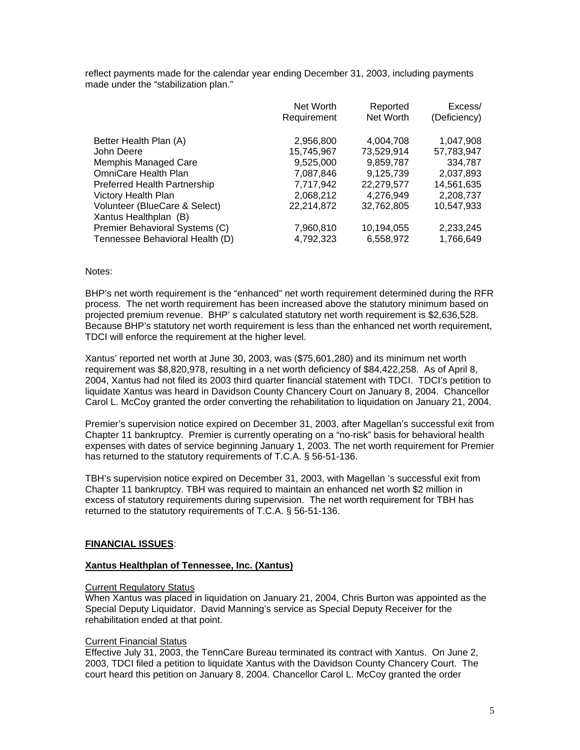reflect payments made for the calendar year ending December 31, 2003, including payments made under the "stabilization plan."

| | Net Worth Requirement | Reported Net Worth | Excess/ (Deficiency) |
|---|---|---|---|
| Better Health Plan (A) | 2,956,800 | 4,004,708 | 1,047,908 |
| John Deere | 15,745,967 | 73,529,914 | 57,783,947 |
| Memphis Managed Care | 9,525,000 | 9,859,787 | 334,787 |
| OmniCare Health Plan | 7,087,846 | 9,125,739 | 2,037,893 |
| Preferred Health Partnership | 7,717,942 | 22,279,577 | 14,561,635 |
| Victory Health Plan | 2,068,212 | 4,276,949 | 2,208,737 |
| Volunteer (BlueCare & Select) | 22,214,872 | 32,762,805 | 10,547,933 |
| Xantus Healthplan (B) | | | |
| Premier Behavioral Systems (C) | 7,960,810 | 10,194,055 | 2,233,245 |
| Tennessee Behavioral Health (D) | 4,792,323 | 6,558,972 | 1,766,649 |

Notes:

BHP's net worth requirement is the "enhanced" net worth requirement determined during the RFR process. The net worth requirement has been increased above the statutory minimum based on projected premium revenue. BHP' s calculated statutory net worth requirement is $2,636,528. Because BHP's statutory net worth requirement is less than the enhanced net worth requirement, TDCI will enforce the requirement at the higher level.

Xantus' reported net worth at June 30, 2003, was ($75,601,280) and its minimum net worth requirement was $8,820,978, resulting in a net worth deficiency of $84,422,258. As of April 8, 2004, Xantus had not filed its 2003 third quarter financial statement with TDCI. TDCI's petition to liquidate Xantus was heard in Davidson County Chancery Court on January 8, 2004. Chancellor Carol L. McCoy granted the order converting the rehabilitation to liquidation on January 21, 2004.

Premier's supervision notice expired on December 31, 2003, after Magellan's successful exit from Chapter 11 bankruptcy. Premier is currently operating on a "no-risk" basis for behavioral health expenses with dates of service beginning January 1, 2003. The net worth requirement for Premier has returned to the statutory requirements of T.C.A. § 56-51-136.

TBH's supervision notice expired on December 31, 2003, with Magellan 's successful exit from Chapter 11 bankruptcy. TBH was required to maintain an enhanced net worth $2 million in excess of statutory requirements during supervision. The net worth requirement for TBH has returned to the statutory requirements of T.C.A. § 56-51-136.

**FINANCIAL ISSUES**:

**Xantus Healthplan of Tennessee, Inc. (Xantus)**

Current Regulatory Status

When Xantus was placed in liquidation on January 21, 2004, Chris Burton was appointed as the Special Deputy Liquidator. David Manning's service as Special Deputy Receiver for the rehabilitation ended at that point.

Current Financial Status

Effective July 31, 2003, the TennCare Bureau terminated its contract with Xantus. On June 2, 2003, TDCI filed a petition to liquidate Xantus with the Davidson County Chancery Court. The court heard this petition on January 8, 2004. Chancellor Carol L. McCoy granted the order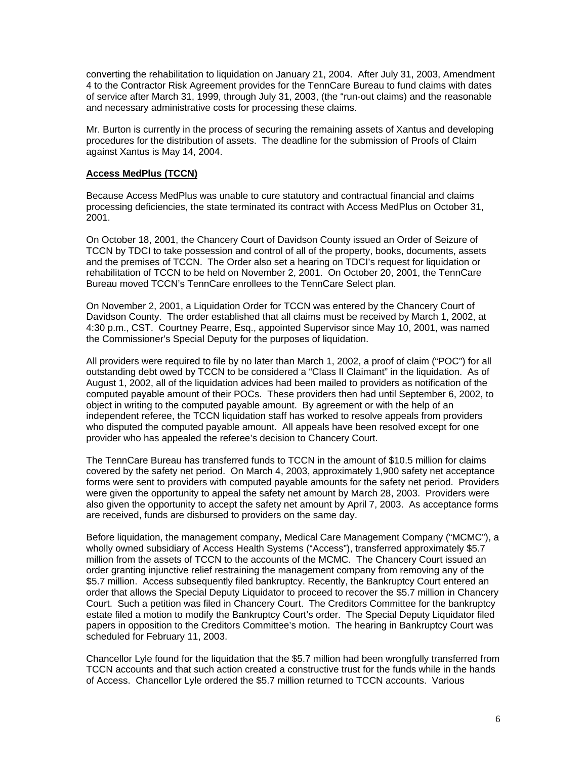converting the rehabilitation to liquidation on January 21, 2004. After July 31, 2003, Amendment 4 to the Contractor Risk Agreement provides for the TennCare Bureau to fund claims with dates of service after March 31, 1999, through July 31, 2003, (the "run-out claims) and the reasonable and necessary administrative costs for processing these claims.

Mr. Burton is currently in the process of securing the remaining assets of Xantus and developing procedures for the distribution of assets. The deadline for the submission of Proofs of Claim against Xantus is May 14, 2004.

**Access MedPlus (TCCN)**

Because Access MedPlus was unable to cure statutory and contractual financial and claims processing deficiencies, the state terminated its contract with Access MedPlus on October 31, 2001.

On October 18, 2001, the Chancery Court of Davidson County issued an Order of Seizure of TCCN by TDCI to take possession and control of all of the property, books, documents, assets and the premises of TCCN. The Order also set a hearing on TDCI's request for liquidation or rehabilitation of TCCN to be held on November 2, 2001. On October 20, 2001, the TennCare Bureau moved TCCN's TennCare enrollees to the TennCare Select plan.

On November 2, 2001, a Liquidation Order for TCCN was entered by the Chancery Court of Davidson County. The order established that all claims must be received by March 1, 2002, at 4:30 p.m., CST. Courtney Pearre, Esq., appointed Supervisor since May 10, 2001, was named the Commissioner's Special Deputy for the purposes of liquidation.

All providers were required to file by no later than March 1, 2002, a proof of claim ("POC") for all outstanding debt owed by TCCN to be considered a "Class II Claimant" in the liquidation. As of August 1, 2002, all of the liquidation advices had been mailed to providers as notification of the computed payable amount of their POCs. These providers then had until September 6, 2002, to object in writing to the computed payable amount. By agreement or with the help of an independent referee, the TCCN liquidation staff has worked to resolve appeals from providers who disputed the computed payable amount. All appeals have been resolved except for one provider who has appealed the referee's decision to Chancery Court.

The TennCare Bureau has transferred funds to TCCN in the amount of $10.5 million for claims covered by the safety net period. On March 4, 2003, approximately 1,900 safety net acceptance forms were sent to providers with computed payable amounts for the safety net period. Providers were given the opportunity to appeal the safety net amount by March 28, 2003. Providers were also given the opportunity to accept the safety net amount by April 7, 2003. As acceptance forms are received, funds are disbursed to providers on the same day.

Before liquidation, the management company, Medical Care Management Company ("MCMC"), a wholly owned subsidiary of Access Health Systems ("Access"), transferred approximately $5.7 million from the assets of TCCN to the accounts of the MCMC. The Chancery Court issued an order granting injunctive relief restraining the management company from removing any of the $5.7 million. Access subsequently filed bankruptcy. Recently, the Bankruptcy Court entered an order that allows the Special Deputy Liquidator to proceed to recover the $5.7 million in Chancery Court. Such a petition was filed in Chancery Court. The Creditors Committee for the bankruptcy estate filed a motion to modify the Bankruptcy Court's order. The Special Deputy Liquidator filed papers in opposition to the Creditors Committee's motion. The hearing in Bankruptcy Court was scheduled for February 11, 2003.

Chancellor Lyle found for the liquidation that the $5.7 million had been wrongfully transferred from TCCN accounts and that such action created a constructive trust for the funds while in the hands of Access. Chancellor Lyle ordered the $5.7 million returned to TCCN accounts. Various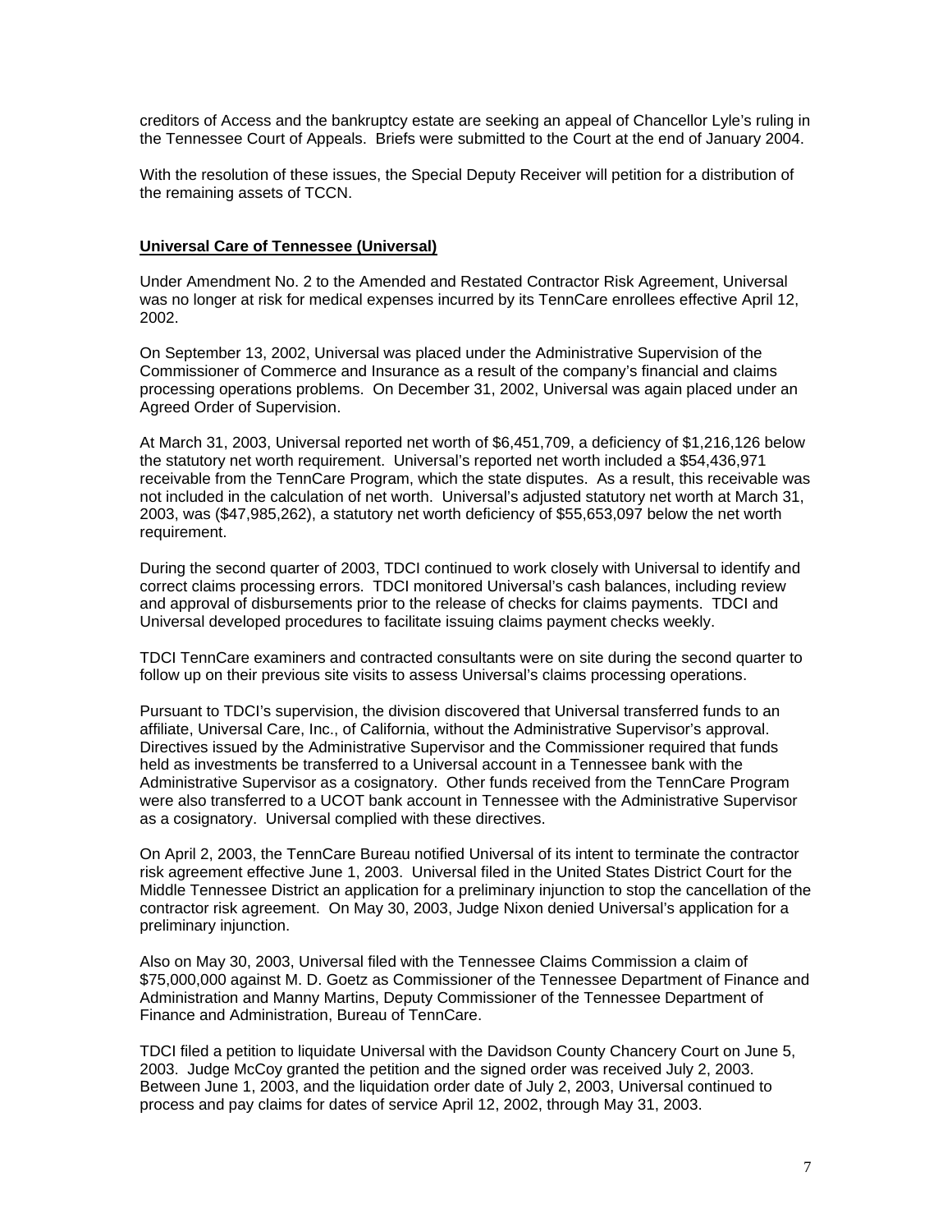creditors of Access and the bankruptcy estate are seeking an appeal of Chancellor Lyle's ruling in the Tennessee Court of Appeals. Briefs were submitted to the Court at the end of January 2004.

With the resolution of these issues, the Special Deputy Receiver will petition for a distribution of the remaining assets of TCCN.

**Universal Care of Tennessee (Universal)**

Under Amendment No. 2 to the Amended and Restated Contractor Risk Agreement, Universal was no longer at risk for medical expenses incurred by its TennCare enrollees effective April 12, 2002.

On September 13, 2002, Universal was placed under the Administrative Supervision of the Commissioner of Commerce and Insurance as a result of the company's financial and claims processing operations problems. On December 31, 2002, Universal was again placed under an Agreed Order of Supervision.

At March 31, 2003, Universal reported net worth of $6,451,709, a deficiency of $1,216,126 below the statutory net worth requirement. Universal's reported net worth included a $54,436,971 receivable from the TennCare Program, which the state disputes. As a result, this receivable was not included in the calculation of net worth. Universal's adjusted statutory net worth at March 31, 2003, was ($47,985,262), a statutory net worth deficiency of $55,653,097 below the net worth requirement.

During the second quarter of 2003, TDCI continued to work closely with Universal to identify and correct claims processing errors. TDCI monitored Universal's cash balances, including review and approval of disbursements prior to the release of checks for claims payments. TDCI and Universal developed procedures to facilitate issuing claims payment checks weekly.

TDCI TennCare examiners and contracted consultants were on site during the second quarter to follow up on their previous site visits to assess Universal's claims processing operations.

Pursuant to TDCI's supervision, the division discovered that Universal transferred funds to an affiliate, Universal Care, Inc., of California, without the Administrative Supervisor's approval. Directives issued by the Administrative Supervisor and the Commissioner required that funds held as investments be transferred to a Universal account in a Tennessee bank with the Administrative Supervisor as a cosignatory. Other funds received from the TennCare Program were also transferred to a UCOT bank account in Tennessee with the Administrative Supervisor as a cosignatory. Universal complied with these directives.

On April 2, 2003, the TennCare Bureau notified Universal of its intent to terminate the contractor risk agreement effective June 1, 2003. Universal filed in the United States District Court for the Middle Tennessee District an application for a preliminary injunction to stop the cancellation of the contractor risk agreement. On May 30, 2003, Judge Nixon denied Universal's application for a preliminary injunction.

Also on May 30, 2003, Universal filed with the Tennessee Claims Commission a claim of $75,000,000 against M. D. Goetz as Commissioner of the Tennessee Department of Finance and Administration and Manny Martins, Deputy Commissioner of the Tennessee Department of Finance and Administration, Bureau of TennCare.

TDCI filed a petition to liquidate Universal with the Davidson County Chancery Court on June 5, 2003. Judge McCoy granted the petition and the signed order was received July 2, 2003. Between June 1, 2003, and the liquidation order date of July 2, 2003, Universal continued to process and pay claims for dates of service April 12, 2002, through May 31, 2003.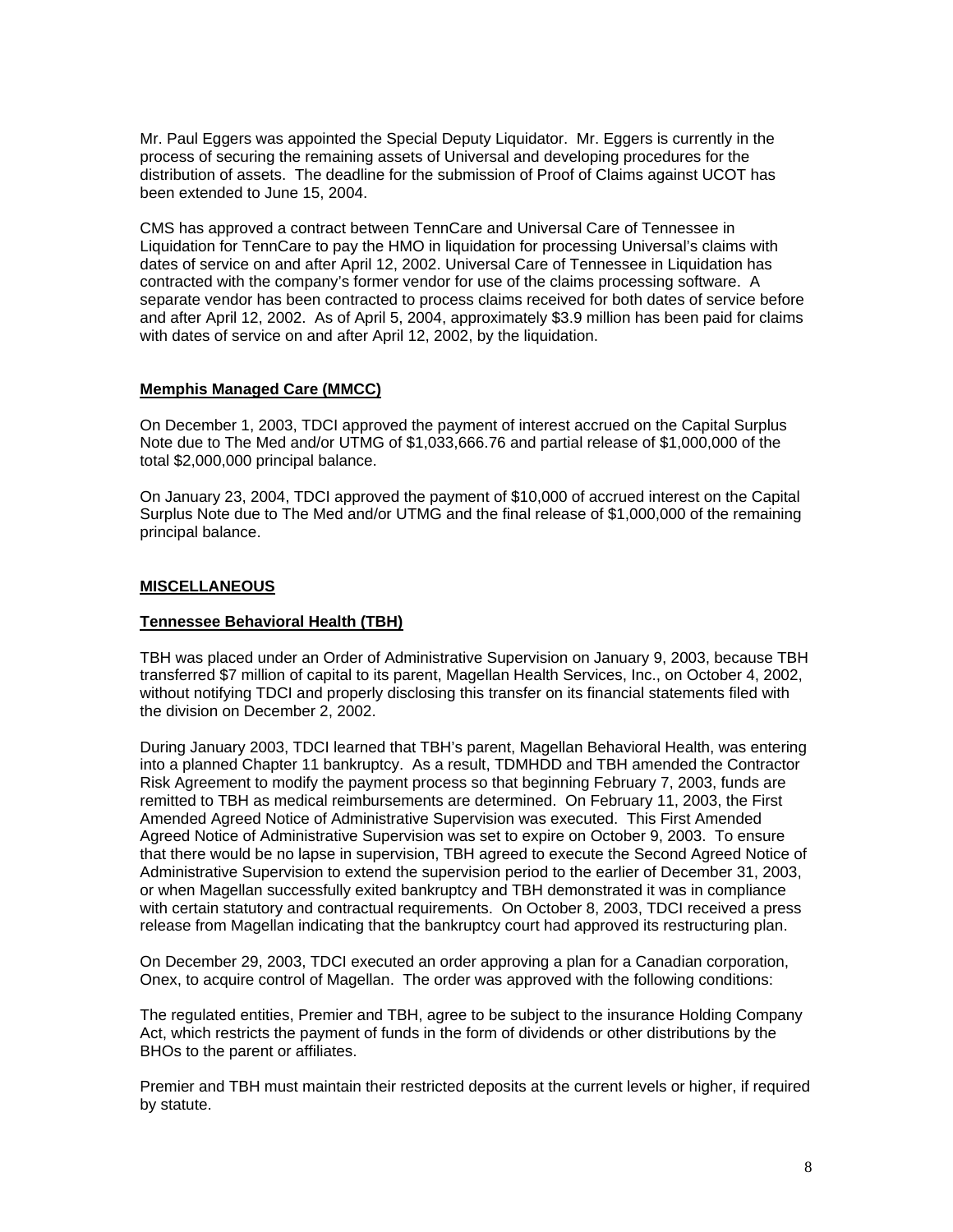Mr. Paul Eggers was appointed the Special Deputy Liquidator. Mr. Eggers is currently in the process of securing the remaining assets of Universal and developing procedures for the distribution of assets. The deadline for the submission of Proof of Claims against UCOT has been extended to June 15, 2004.

CMS has approved a contract between TennCare and Universal Care of Tennessee in Liquidation for TennCare to pay the HMO in liquidation for processing Universal's claims with dates of service on and after April 12, 2002. Universal Care of Tennessee in Liquidation has contracted with the company's former vendor for use of the claims processing software. A separate vendor has been contracted to process claims received for both dates of service before and after April 12, 2002. As of April 5, 2004, approximately $3.9 million has been paid for claims with dates of service on and after April 12, 2002, by the liquidation.

### Memphis Managed Care (MMCC)

On December 1, 2003, TDCI approved the payment of interest accrued on the Capital Surplus Note due to The Med and/or UTMG of $1,033,666.76 and partial release of $1,000,000 of the total $2,000,000 principal balance.

On January 23, 2004, TDCI approved the payment of $10,000 of accrued interest on the Capital Surplus Note due to The Med and/or UTMG and the final release of $1,000,000 of the remaining principal balance.

## MISCELLANEOUS

### Tennessee Behavioral Health (TBH)

TBH was placed under an Order of Administrative Supervision on January 9, 2003, because TBH transferred $7 million of capital to its parent, Magellan Health Services, Inc., on October 4, 2002, without notifying TDCI and properly disclosing this transfer on its financial statements filed with the division on December 2, 2002.

During January 2003, TDCI learned that TBH's parent, Magellan Behavioral Health, was entering into a planned Chapter 11 bankruptcy. As a result, TDMHDD and TBH amended the Contractor Risk Agreement to modify the payment process so that beginning February 7, 2003, funds are remitted to TBH as medical reimbursements are determined. On February 11, 2003, the First Amended Agreed Notice of Administrative Supervision was executed. This First Amended Agreed Notice of Administrative Supervision was set to expire on October 9, 2003. To ensure that there would be no lapse in supervision, TBH agreed to execute the Second Agreed Notice of Administrative Supervision to extend the supervision period to the earlier of December 31, 2003, or when Magellan successfully exited bankruptcy and TBH demonstrated it was in compliance with certain statutory and contractual requirements. On October 8, 2003, TDCI received a press release from Magellan indicating that the bankruptcy court had approved its restructuring plan.

On December 29, 2003, TDCI executed an order approving a plan for a Canadian corporation, Onex, to acquire control of Magellan. The order was approved with the following conditions:

The regulated entities, Premier and TBH, agree to be subject to the insurance Holding Company Act, which restricts the payment of funds in the form of dividends or other distributions by the BHOs to the parent or affiliates.

Premier and TBH must maintain their restricted deposits at the current levels or higher, if required by statute.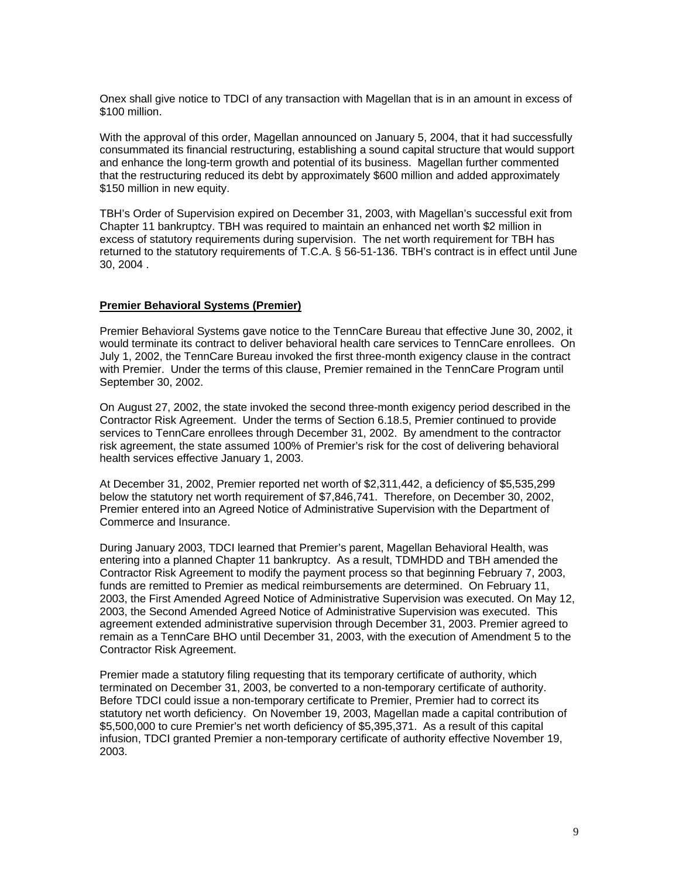Onex shall give notice to TDCI of any transaction with Magellan that is in an amount in excess of $100 million.

With the approval of this order, Magellan announced on January 5, 2004, that it had successfully consummated its financial restructuring, establishing a sound capital structure that would support and enhance the long-term growth and potential of its business. Magellan further commented that the restructuring reduced its debt by approximately $600 million and added approximately $150 million in new equity.

TBH's Order of Supervision expired on December 31, 2003, with Magellan's successful exit from Chapter 11 bankruptcy. TBH was required to maintain an enhanced net worth $2 million in excess of statutory requirements during supervision. The net worth requirement for TBH has returned to the statutory requirements of T.C.A. § 56-51-136. TBH's contract is in effect until June 30, 2004 .

**Premier Behavioral Systems (Premier)**

Premier Behavioral Systems gave notice to the TennCare Bureau that effective June 30, 2002, it would terminate its contract to deliver behavioral health care services to TennCare enrollees. On July 1, 2002, the TennCare Bureau invoked the first three-month exigency clause in the contract with Premier. Under the terms of this clause, Premier remained in the TennCare Program until September 30, 2002.

On August 27, 2002, the state invoked the second three-month exigency period described in the Contractor Risk Agreement. Under the terms of Section 6.18.5, Premier continued to provide services to TennCare enrollees through December 31, 2002. By amendment to the contractor risk agreement, the state assumed 100% of Premier's risk for the cost of delivering behavioral health services effective January 1, 2003.

At December 31, 2002, Premier reported net worth of $2,311,442, a deficiency of $5,535,299 below the statutory net worth requirement of $7,846,741. Therefore, on December 30, 2002, Premier entered into an Agreed Notice of Administrative Supervision with the Department of Commerce and Insurance.

During January 2003, TDCI learned that Premier's parent, Magellan Behavioral Health, was entering into a planned Chapter 11 bankruptcy. As a result, TDMHDD and TBH amended the Contractor Risk Agreement to modify the payment process so that beginning February 7, 2003, funds are remitted to Premier as medical reimbursements are determined. On February 11, 2003, the First Amended Agreed Notice of Administrative Supervision was executed. On May 12, 2003, the Second Amended Agreed Notice of Administrative Supervision was executed. This agreement extended administrative supervision through December 31, 2003. Premier agreed to remain as a TennCare BHO until December 31, 2003, with the execution of Amendment 5 to the Contractor Risk Agreement.

Premier made a statutory filing requesting that its temporary certificate of authority, which terminated on December 31, 2003, be converted to a non-temporary certificate of authority. Before TDCI could issue a non-temporary certificate to Premier, Premier had to correct its statutory net worth deficiency. On November 19, 2003, Magellan made a capital contribution of $5,500,000 to cure Premier's net worth deficiency of $5,395,371. As a result of this capital infusion, TDCI granted Premier a non-temporary certificate of authority effective November 19, 2003.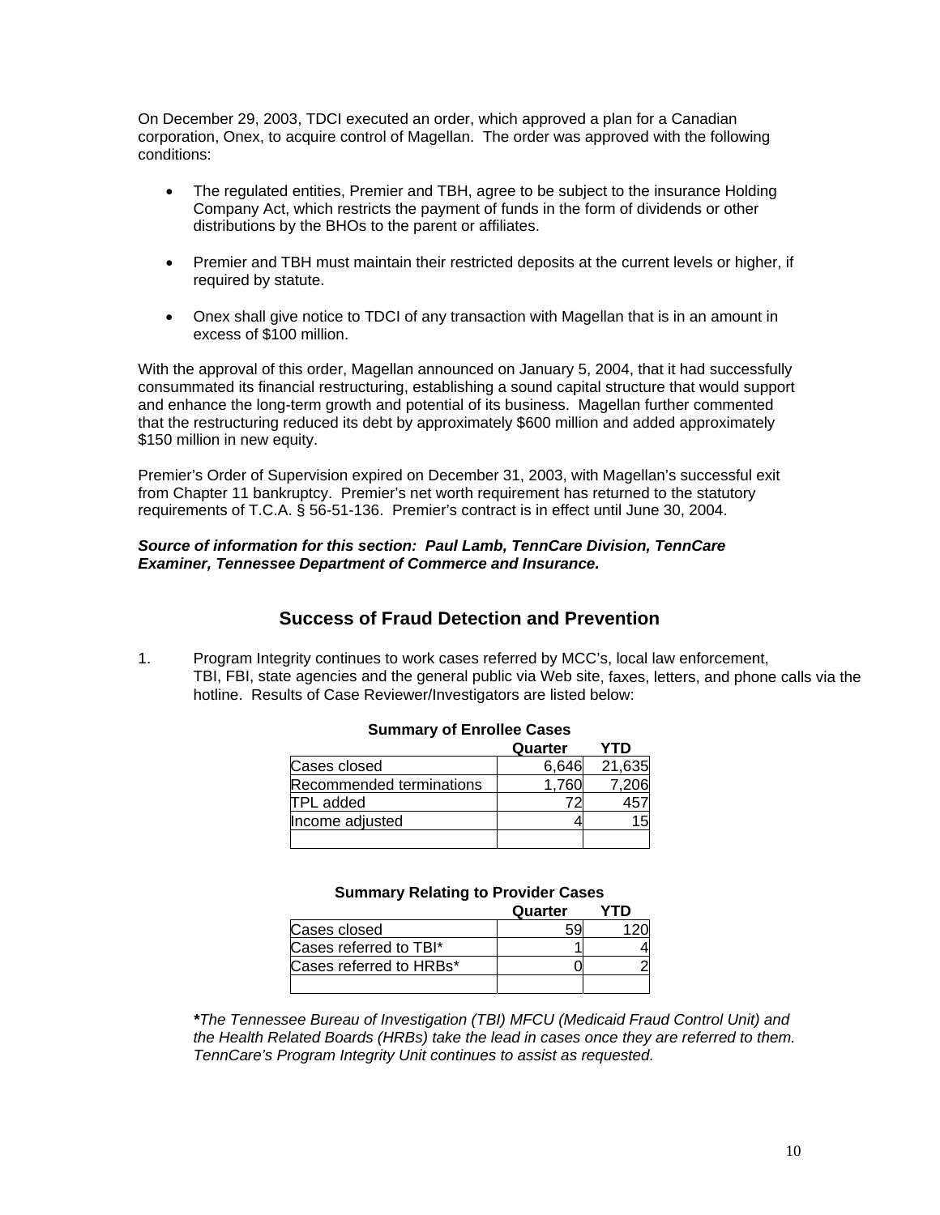On December 29, 2003, TDCI executed an order, which approved a plan for a Canadian corporation, Onex, to acquire control of Magellan. The order was approved with the following conditions:

- The regulated entities, Premier and TBH, agree to be subject to the insurance Holding Company Act, which restricts the payment of funds in the form of dividends or other distributions by the BHOs to the parent or affiliates.

- Premier and TBH must maintain their restricted deposits at the current levels or higher, if required by statute.

- Onex shall give notice to TDCI of any transaction with Magellan that is in an amount in excess of $100 million.

With the approval of this order, Magellan announced on January 5, 2004, that it had successfully consummated its financial restructuring, establishing a sound capital structure that would support and enhance the long-term growth and potential of its business. Magellan further commented that the restructuring reduced its debt by approximately $600 million and added approximately $150 million in new equity.

Premier's Order of Supervision expired on December 31, 2003, with Magellan's successful exit from Chapter 11 bankruptcy. Premier's net worth requirement has returned to the statutory requirements of T.C.A. § 56-51-136. Premier's contract is in effect until June 30, 2004.

***Source of information for this section: Paul Lamb, TennCare Division, TennCare Examiner, Tennessee Department of Commerce and Insurance.***

## Success of Fraud Detection and Prevention

1. Program Integrity continues to work cases referred by MCC's, local law enforcement, TBI, FBI, state agencies and the general public via Web site, faxes, letters, and phone calls via the hotline. Results of Case Reviewer/Investigators are listed below:

**Summary of Enrollee Cases**

| | Quarter | YTD |
|---|---|---|
| Cases closed | 6,646 | 21,635 |
| Recommended terminations | 1,760 | 7,206 |
| TPL added | 72 | 457 |
| Income adjusted | 4 | 15 |
| | | |

**Summary Relating to Provider Cases**

| | Quarter | YTD |
|---|---|---|
| Cases closed | 59 | 120 |
| Cases referred to TBI* | 1 | 4 |
| Cases referred to HRBs* | 0 | 2 |
| | | |

***The Tennessee Bureau of Investigation (TBI) MFCU (Medicaid Fraud Control Unit) and the Health Related Boards (HRBs) take the lead in cases once they are referred to them. TennCare's Program Integrity Unit continues to assist as requested.*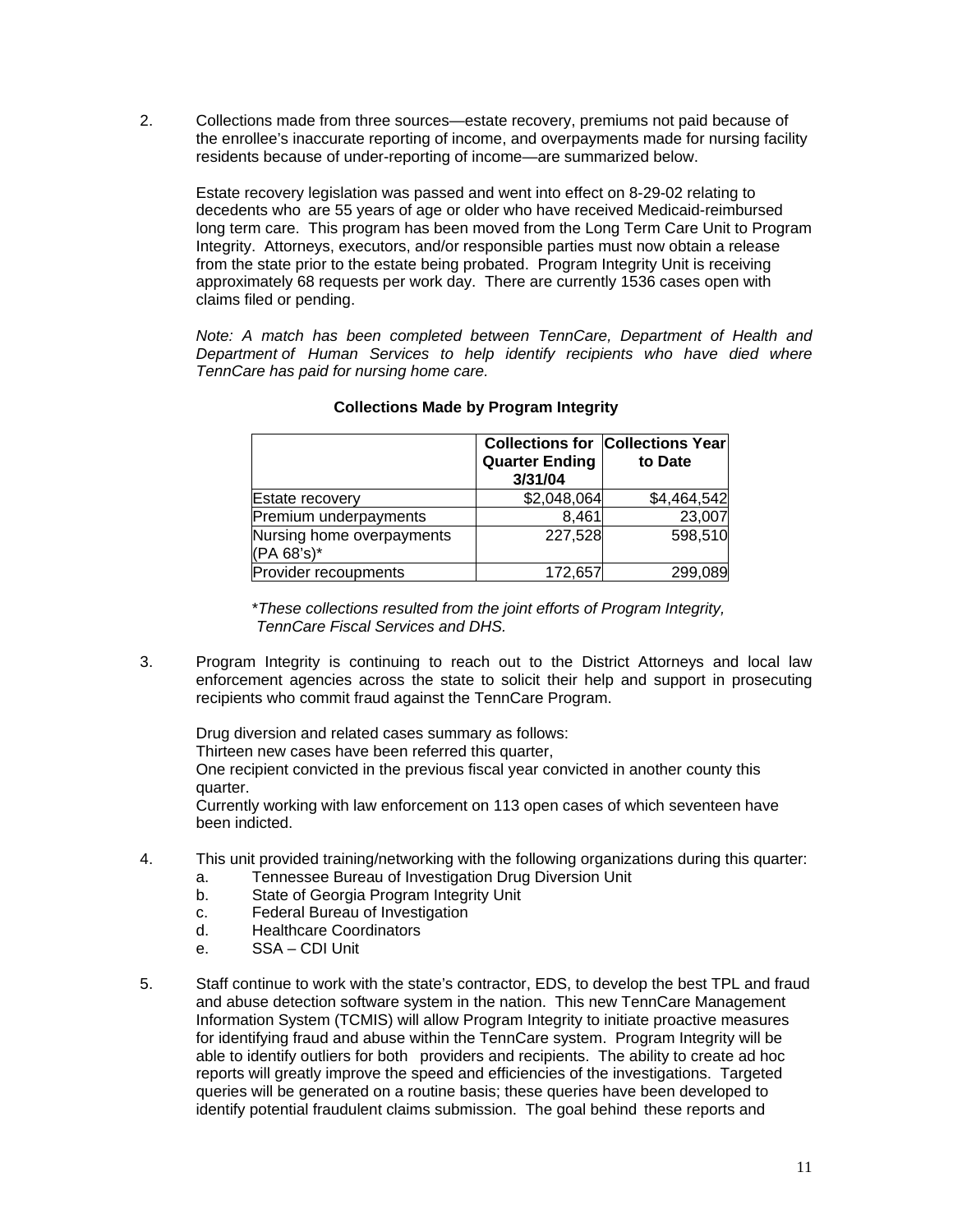2. Collections made from three sources—estate recovery, premiums not paid because of the enrollee's inaccurate reporting of income, and overpayments made for nursing facility residents because of under-reporting of income—are summarized below.

   Estate recovery legislation was passed and went into effect on 8-29-02 relating to decedents who are 55 years of age or older who have received Medicaid-reimbursed long term care. This program has been moved from the Long Term Care Unit to Program Integrity. Attorneys, executors, and/or responsible parties must now obtain a release from the state prior to the estate being probated. Program Integrity Unit is receiving approximately 68 requests per work day. There are currently 1536 cases open with claims filed or pending.

   *Note: A match has been completed between TennCare, Department of Health and Department of Human Services to help identify recipients who have died where TennCare has paid for nursing home care.*

   **Collections Made by Program Integrity**

| | Collections for Quarter Ending 3/31/04 | Collections Year to Date |
|---|---|---|
| Estate recovery | $2,048,064 | $4,464,542 |
| Premium underpayments | 8,461 | 23,007 |
| Nursing home overpayments (PA 68's)* | 227,528 | 598,510 |
| Provider recoupments | 172,657 | 299,089 |

   \**These collections resulted from the joint efforts of Program Integrity, TennCare Fiscal Services and DHS.*

3. Program Integrity is continuing to reach out to the District Attorneys and local law enforcement agencies across the state to solicit their help and support in prosecuting recipients who commit fraud against the TennCare Program.

   Drug diversion and related cases summary as follows:
   Thirteen new cases have been referred this quarter,
   One recipient convicted in the previous fiscal year convicted in another county this quarter.
   Currently working with law enforcement on 113 open cases of which seventeen have been indicted.

4. This unit provided training/networking with the following organizations during this quarter:
   a. Tennessee Bureau of Investigation Drug Diversion Unit
   b. State of Georgia Program Integrity Unit
   c. Federal Bureau of Investigation
   d. Healthcare Coordinators
   e. SSA – CDI Unit

5. Staff continue to work with the state's contractor, EDS, to develop the best TPL and fraud and abuse detection software system in the nation. This new TennCare Management Information System (TCMIS) will allow Program Integrity to initiate proactive measures for identifying fraud and abuse within the TennCare system. Program Integrity will be able to identify outliers for both providers and recipients. The ability to create ad hoc reports will greatly improve the speed and efficiencies of the investigations. Targeted queries will be generated on a routine basis; these queries have been developed to identify potential fraudulent claims submission. The goal behind these reports and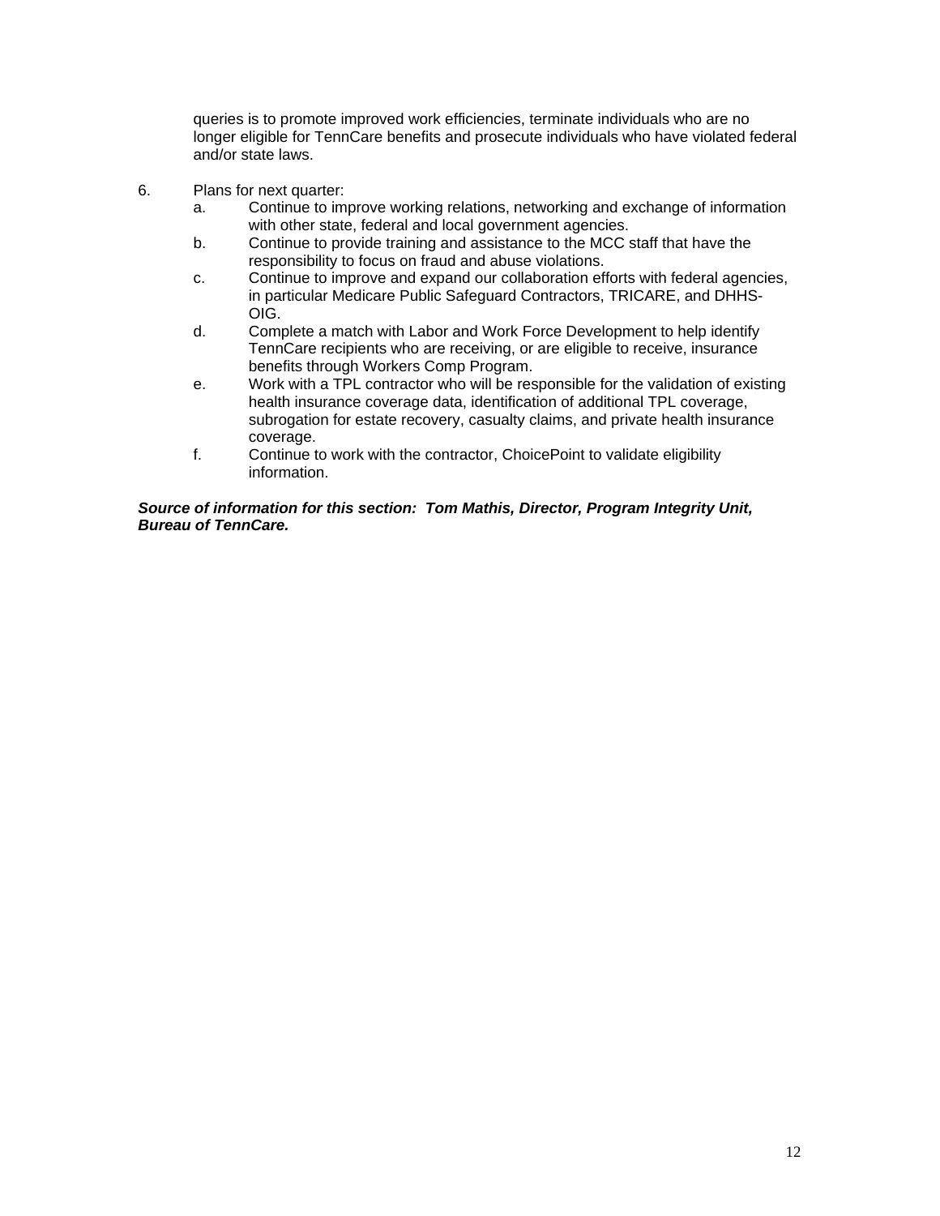queries is to promote improved work efficiencies, terminate individuals who are no longer eligible for TennCare benefits and prosecute individuals who have violated federal and/or state laws.

6. Plans for next quarter:
   a. Continue to improve working relations, networking and exchange of information with other state, federal and local government agencies.
   b. Continue to provide training and assistance to the MCC staff that have the responsibility to focus on fraud and abuse violations.
   c. Continue to improve and expand our collaboration efforts with federal agencies, in particular Medicare Public Safeguard Contractors, TRICARE, and DHHS-OIG.
   d. Complete a match with Labor and Work Force Development to help identify TennCare recipients who are receiving, or are eligible to receive, insurance benefits through Workers Comp Program.
   e. Work with a TPL contractor who will be responsible for the validation of existing health insurance coverage data, identification of additional TPL coverage, subrogation for estate recovery, casualty claims, and private health insurance coverage.
   f. Continue to work with the contractor, ChoicePoint to validate eligibility information.

***Source of information for this section: Tom Mathis, Director, Program Integrity Unit, Bureau of TennCare.***